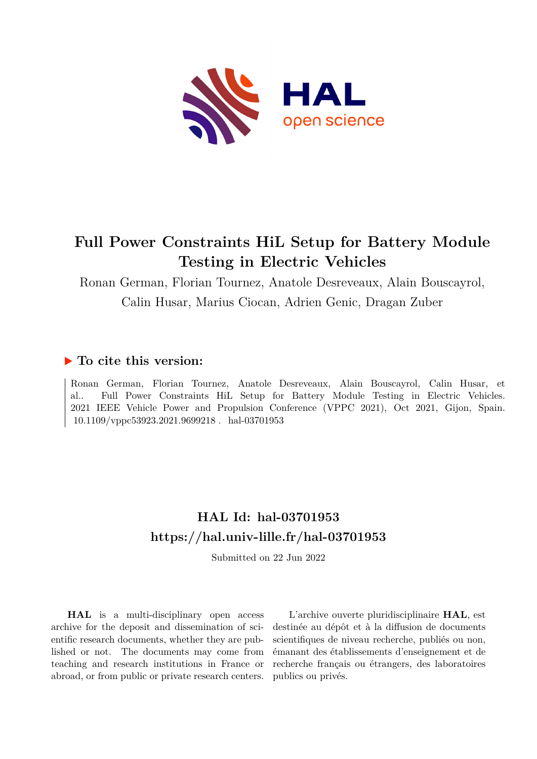# Full Power Constraints HiL Setup for Battery Module Testing in Electric Vehicles

Ronan German, Florian Tournez, Anatole Desreveaux, Alain Bouscayrol, Calin Husar, Marius Ciocan, Adrien Genic, Dragan Zuber

## ▶ To cite this version:

Ronan German, Florian Tournez, Anatole Desreveaux, Alain Bouscayrol, Calin Husar, et al.. Full Power Constraints HiL Setup for Battery Module Testing in Electric Vehicles. 2021 IEEE Vehicle Power and Propulsion Conference (VPPC 2021), Oct 2021, Gijon, Spain. 10.1109/vppc53923.2021.9699218 . hal-03701953

## HAL Id: hal-03701953
## https://hal.univ-lille.fr/hal-03701953

Submitted on 22 Jun 2022

**HAL** is a multi-disciplinary open access archive for the deposit and dissemination of scientific research documents, whether they are published or not. The documents may come from teaching and research institutions in France or abroad, or from public or private research centers.

L'archive ouverte pluridisciplinaire **HAL**, est destinée au dépôt et à la diffusion de documents scientifiques de niveau recherche, publiés ou non, émanant des établissements d'enseignement et de recherche français ou étrangers, des laboratoires publics ou privés.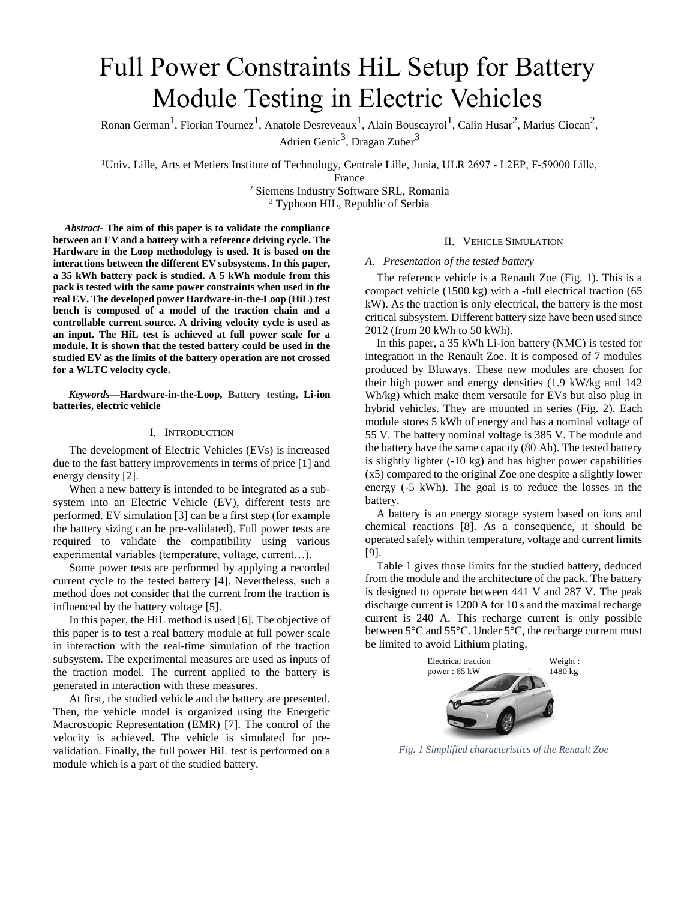# Full Power Constraints HiL Setup for Battery Module Testing in Electric Vehicles

Ronan German[1], Florian Tournez[1], Anatole Desreveaux[1], Alain Bouscayrol[1], Calin Husar[2], Marius Ciocan[2], Adrien Genic[3], Dragan Zuber[3]

[1]Univ. Lille, Arts et Metiers Institute of Technology, Centrale Lille, Junia, ULR 2697 - L2EP, F-59000 Lille, France
[2] Siemens Industry Software SRL, Romania
[3] Typhoon HIL, Republic of Serbia

***Abstract*- The aim of this paper is to validate the compliance between an EV and a battery with a reference driving cycle. The Hardware in the Loop methodology is used. It is based on the interactions between the different EV subsystems. In this paper, a 35 kWh battery pack is studied. A 5 kWh module from this pack is tested with the same power constraints when used in the real EV. The developed power Hardware-in-the-Loop (HiL) test bench is composed of a model of the traction chain and a controllable current source. A driving velocity cycle is used as an input. The HiL test is achieved at full power scale for a module. It is shown that the tested battery could be used in the studied EV as the limits of the battery operation are not crossed for a WLTC velocity cycle.**

***Keywords*—Hardware-in-the-Loop, Battery testing, Li-ion batteries, electric vehicle**

## I. Introduction

The development of Electric Vehicles (EVs) is increased due to the fast battery improvements in terms of price [1] and energy density [2].

When a new battery is intended to be integrated as a sub-system into an Electric Vehicle (EV), different tests are performed. EV simulation [3] can be a first step (for example the battery sizing can be pre-validated). Full power tests are required to validate the compatibility using various experimental variables (temperature, voltage, current…).

Some power tests are performed by applying a recorded current cycle to the tested battery [4]. Nevertheless, such a method does not consider that the current from the traction is influenced by the battery voltage [5].

In this paper, the HiL method is used [6]. The objective of this paper is to test a real battery module at full power scale in interaction with the real-time simulation of the traction subsystem. The experimental measures are used as inputs of the traction model. The current applied to the battery is generated in interaction with these measures.

At first, the studied vehicle and the battery are presented. Then, the vehicle model is organized using the Energetic Macroscopic Representation (EMR) [7]. The control of the velocity is achieved. The vehicle is simulated for pre-validation. Finally, the full power HiL test is performed on a module which is a part of the studied battery.

## II. Vehicle Simulation

### A. Presentation of the tested battery

The reference vehicle is a Renault Zoe (Fig. 1). This is a compact vehicle (1500 kg) with a -full electrical traction (65 kW). As the traction is only electrical, the battery is the most critical subsystem. Different battery size have been used since 2012 (from 20 kWh to 50 kWh).

In this paper, a 35 kWh Li-ion battery (NMC) is tested for integration in the Renault Zoe. It is composed of 7 modules produced by Bluways. These new modules are chosen for their high power and energy densities (1.9 kW/kg and 142 Wh/kg) which make them versatile for EVs but also plug in hybrid vehicles. They are mounted in series (Fig. 2). Each module stores 5 kWh of energy and has a nominal voltage of 55 V. The battery nominal voltage is 385 V. The module and the battery have the same capacity (80 Ah). The tested battery is slightly lighter (-10 kg) and has higher power capabilities (x5) compared to the original Zoe one despite a slightly lower energy (-5 kWh). The goal is to reduce the losses in the battery.

A battery is an energy storage system based on ions and chemical reactions [8]. As a consequence, it should be operated safely within temperature, voltage and current limits [9].

Table 1 gives those limits for the studied battery, deduced from the module and the architecture of the pack. The battery is designed to operate between 441 V and 287 V. The peak discharge current is 1200 A for 10 s and the maximal recharge current is 240 A. This recharge current is only possible between 5°C and 55°C. Under 5°C, the recharge current must be limited to avoid Lithium plating.

Electrical traction power : 65 kW

Weight : 1480 kg

*Fig. 1 Simplified characteristics of the Renault Zoe*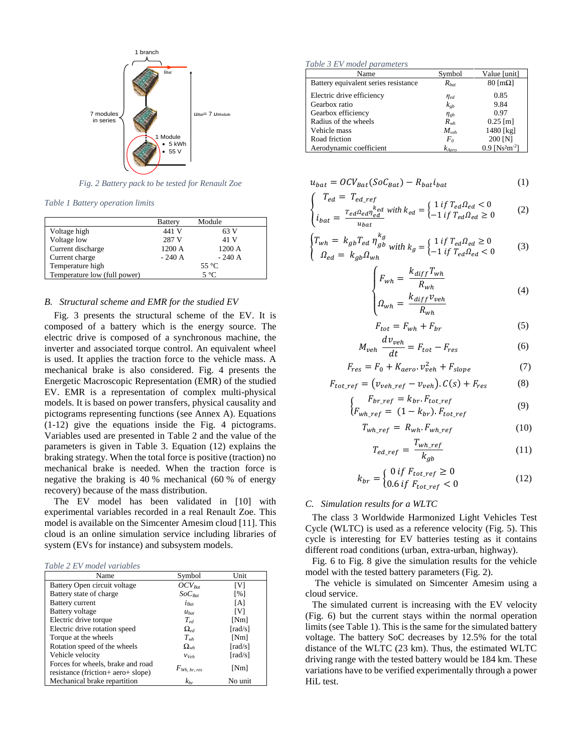1 branch

$i_{Bat}$

7 modules in series

$u_{Bat}$= 7 $u_{Module}$

1 Module
- 5 kWh
- 55 V

*Fig. 2 Battery pack to be tested for Renault Zoe*

*Table 1 Battery operation limits*

| | Battery | Module |
|---|---|---|
| Voltage high | 441 V | 63 V |
| Voltage low | 287 V | 41 V |
| Current discharge | 1200 A | 1200 A |
| Current charge | - 240 A | - 240 A |
| Temperature high | 55 °C | |
| Temperature low (full power) | 5 °C | |

## B. *Structural scheme and EMR for the studied EV*

Fig. 3 presents the structural scheme of the EV. It is composed of a battery which is the energy source. The electric drive is composed of a synchronous machine, the inverter and associated torque control. An equivalent wheel is used. It applies the traction force to the vehicle mass. A mechanical brake is also considered. Fig. 4 presents the Energetic Macroscopic Representation (EMR) of the studied EV. EMR is a representation of complex multi-physical models. It is based on power transfers, physical causality and pictograms representing functions (see Annex A). Equations (1-12) give the equations inside the Fig. 4 pictograms. Variables used are presented in Table 2 and the value of the parameters is given in Table 3. Equation (12) explains the braking strategy. When the total force is positive (traction) no mechanical brake is needed. When the traction force is negative the braking is 40 % mechanical (60 % of energy recovery) because of the mass distribution.

The EV model has been validated in [10] with experimental variables recorded in a real Renault Zoe. This model is available on the Simcenter Amesim cloud [11]. This cloud is an online simulation service including libraries of system (EVs for instance) and subsystem models.

*Table 2 EV model variables*

| Name | Symbol | Unit |
|---|---|---|
| Battery Open circuit voltage | $OCV_{Bat}$ | [V] |
| Battery state of charge | $SoC_{Bat}$ | [%] |
| Battery current | $i_{Bat}$ | [A] |
| Battery voltage | $u_{bat}$ | [V] |
| Electric drive torque | $T_{ed}$ | [Nm] |
| Electric drive rotation speed | $\Omega_{ed}$ | [rad/s] |
| Torque at the wheels | $T_{wh}$ | [Nm] |
| Rotation speed of the wheels | $\Omega_{wh}$ | [rad/s] |
| Vehicle velocity | $v_{Veh}$ | [rad/s] |
| Forces for wheels, brake and road resistance (friction+ aero+ slope) | $F_{Wh,\,br,\,res}$ | [Nm] |
| Mechanical brake repartition | $k_{br}$ | No unit |

*Table 3 EV model parameters*

| Name | Symbol | Value [unit] |
|---|---|---|
| Battery equivalent series resistance | $R_{bat}$ | 80 [mΩ] |
| Electric drive efficiency | $\eta_{ed}$ | 0.85 |
| Gearbox ratio | $k_{gb}$ | 9.84 |
| Gearbox efficiency | $\eta_{gb}$ | 0.97 |
| Radius of the wheels | $R_{wh}$ | 0.25 [m] |
| Vehicle mass | $M_{veh}$ | 1480 [kg] |
| Road friction | $F_0$ | 200 [N] |
| Aerodynamic coefficient | $k_{Aero}$ | 0.9 [Ns²m⁻²] |

$$u_{bat} = OCV_{Bat}(SoC_{Bat}) - R_{bat} i_{bat} \tag{1}$$

$$\begin{cases} T_{ed} = T_{ed\_ref} \\ i_{bat} = \frac{T_{ed}\Omega_{ed}\eta_{ed}^{k_{ed}}}{u_{bat}} \text{ with } k_{ed} = \begin{cases} 1 \text{ if } T_{ed}\Omega_{ed} < 0 \\ -1 \text{ if } T_{ed}\Omega_{ed} \geq 0 \end{cases} \end{cases} \tag{2}$$

$$\begin{cases} T_{wh} = k_{gb} T_{ed}\, \eta_{gb}^{k_g} \text{ with } k_g = \begin{cases} 1 \text{ if } T_{ed}\Omega_{ed} \geq 0 \\ -1 \text{ if } T_{ed}\Omega_{ed} < 0 \end{cases} \\ \Omega_{ed} = k_{gb}\Omega_{wh} \end{cases} \tag{3}$$

$$\begin{cases} F_{wh} = \dfrac{k_{diff} T_{wh}}{R_{wh}} \\ \Omega_{wh} = \dfrac{k_{diff} v_{veh}}{R_{wh}} \end{cases} \tag{4}$$

$$F_{tot} = F_{wh} + F_{br} \tag{5}$$

$$M_{veh} \frac{dv_{veh}}{dt} = F_{tot} - F_{res} \tag{6}$$

$$F_{res} = F_0 + K_{aero}. v_{veh}^2 + F_{slope} \tag{7}$$

$$F_{tot\_ref} = (v_{veh\_ref} - v_{veh}). C(s) + F_{res} \tag{8}$$

$$\begin{cases} F_{br\_ref} = k_{br}. F_{tot\_ref} \\ F_{wh\_ref} = (1 - k_{br}). F_{tot\_ref} \end{cases} \tag{9}$$

$$T_{wh\_ref} = R_{wh}. F_{wh\_ref} \tag{10}$$

$$T_{ed\_ref} = \frac{T_{wh\_ref}}{k_{gb}} \tag{11}$$

$$k_{br} = \begin{cases} 0 \text{ if } F_{tot\_ref} \geq 0 \\ 0.6 \text{ if } F_{tot\_ref} < 0 \end{cases} \tag{12}$$

## C. *Simulation results for a WLTC*

The class 3 Worldwide Harmonized Light Vehicles Test Cycle (WLTC) is used as a reference velocity (Fig. 5). This cycle is interesting for EV batteries testing as it contains different road conditions (urban, extra-urban, highway).

Fig. 6 to Fig. 8 give the simulation results for the vehicle model with the tested battery parameters (Fig. 2).

The vehicle is simulated on Simcenter Amesim using a cloud service.

The simulated current is increasing with the EV velocity (Fig. 6) but the current stays within the normal operation limits (see Table 1). This is the same for the simulated battery voltage. The battery SoC decreases by 12.5% for the total distance of the WLTC (23 km). Thus, the estimated WLTC driving range with the tested battery would be 184 km. These variations have to be verified experimentally through a power HiL test.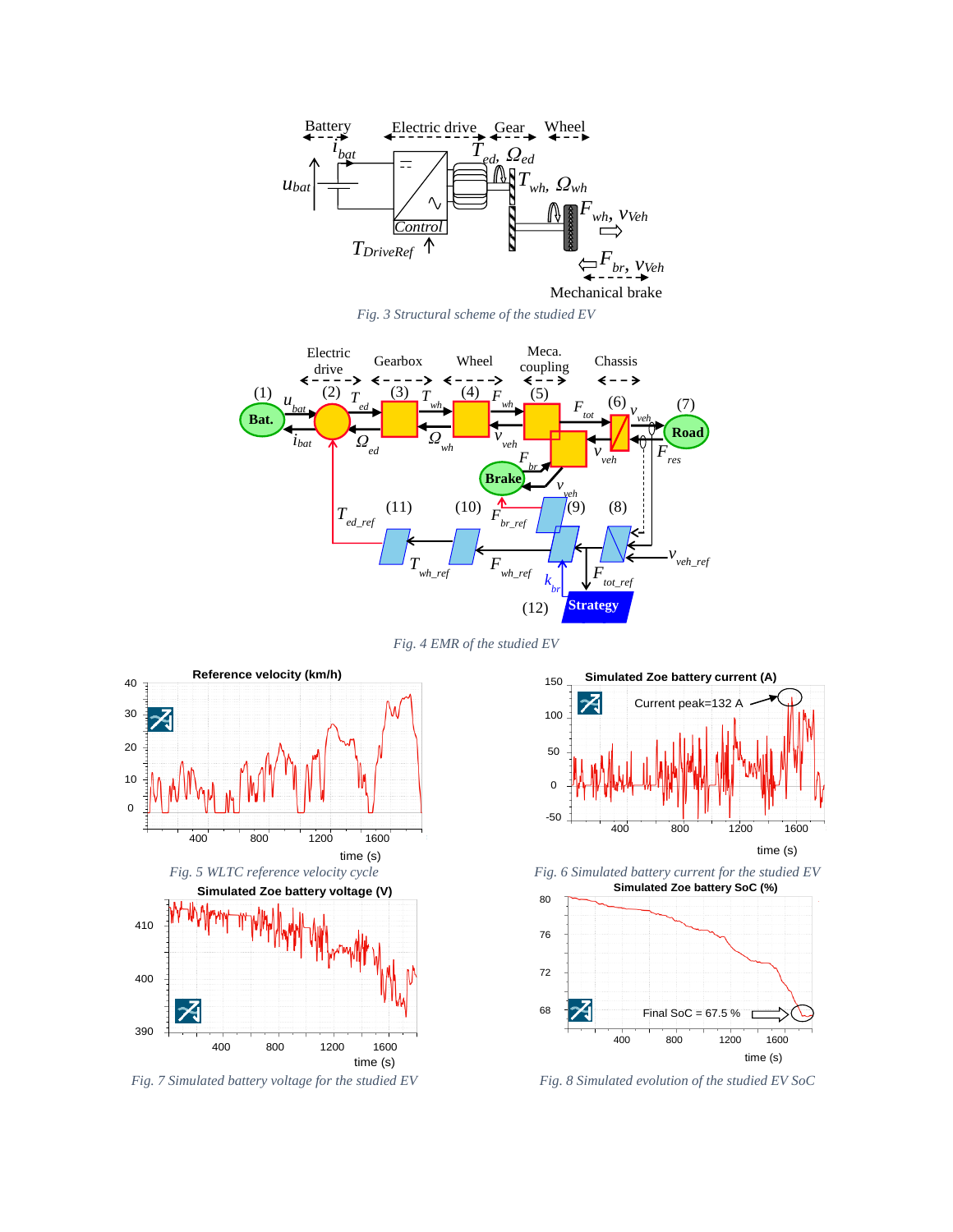Fig. 3 Structural scheme of the studied EV

Fig. 4 EMR of the studied EV

Fig. 5 WLTC reference velocity cycle

Fig. 6 Simulated battery current for the studied EV

Fig. 7 Simulated battery voltage for the studied EV

Fig. 8 Simulated evolution of the studied EV SoC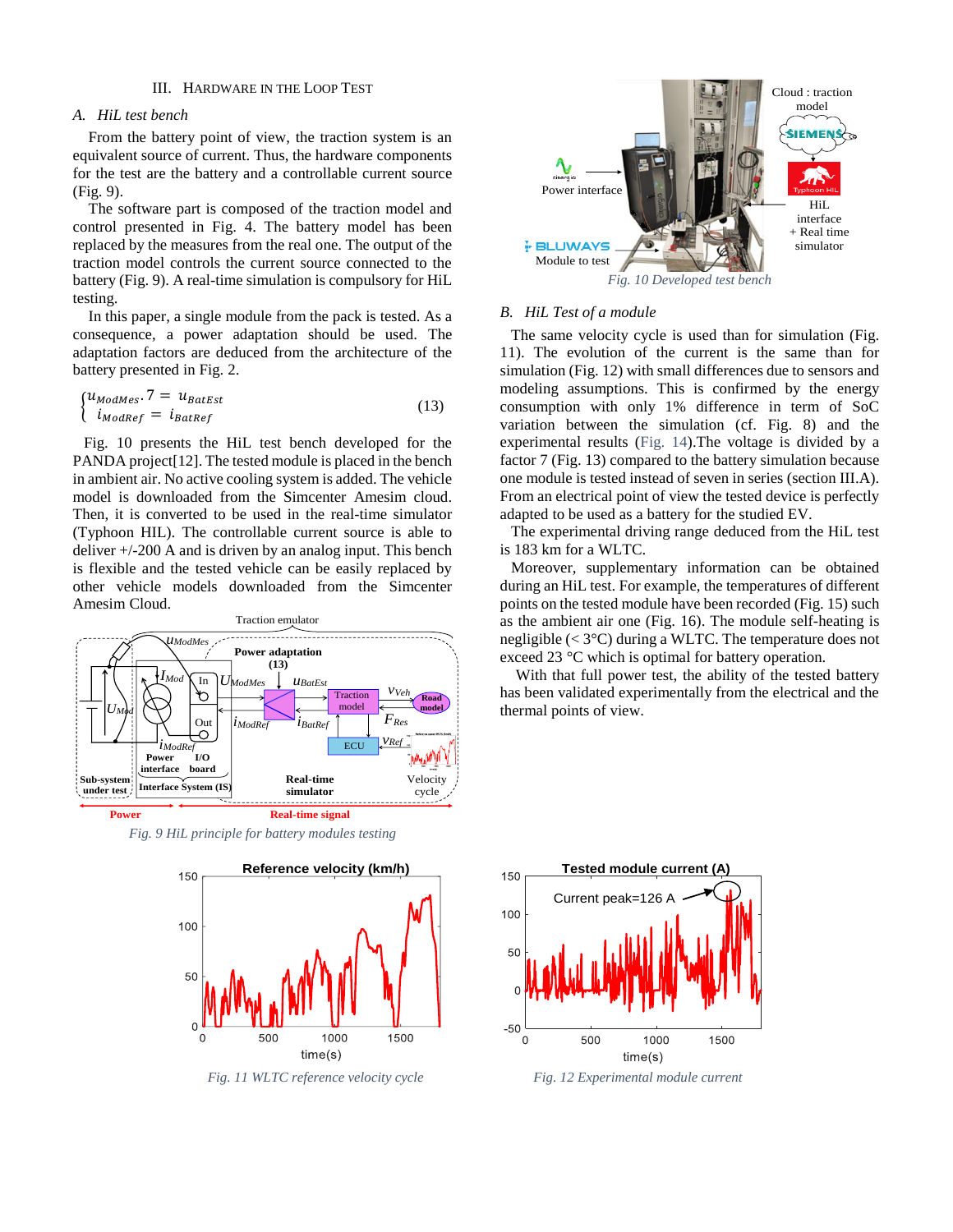## III. Hardware in the Loop Test

### A. HiL test bench

From the battery point of view, the traction system is an equivalent source of current. Thus, the hardware components for the test are the battery and a controllable current source (Fig. 9).

The software part is composed of the traction model and control presented in Fig. 4. The battery model has been replaced by the measures from the real one. The output of the traction model controls the current source connected to the battery (Fig. 9). A real-time simulation is compulsory for HiL testing.

In this paper, a single module from the pack is tested. As a consequence, a power adaptation should be used. The adaptation factors are deduced from the architecture of the battery presented in Fig. 2.

$$\begin{cases} u_{ModMes} . 7 = u_{BatEst} \\ i_{ModRef} = i_{BatRef} \end{cases} \tag{13}$$

Fig. 10 presents the HiL test bench developed for the PANDA project[12]. The tested module is placed in the bench in ambient air. No active cooling system is added. The vehicle model is downloaded from the Simcenter Amesim cloud. Then, it is converted to be used in the real-time simulator (Typhoon HIL). The controllable current source is able to deliver +/-200 A and is driven by an analog input. This bench is flexible and the tested vehicle can be easily replaced by other vehicle models downloaded from the Simcenter Amesim Cloud.

*Fig. 9 HiL principle for battery modules testing*

*Fig. 10 Developed test bench*

### B. HiL Test of a module

The same velocity cycle is used than for simulation (Fig. 11). The evolution of the current is the same than for simulation (Fig. 12) with small differences due to sensors and modeling assumptions. This is confirmed by the energy consumption with only 1% difference in term of SoC variation between the simulation (cf. Fig. 8) and the experimental results (Fig. 14).The voltage is divided by a factor 7 (Fig. 13) compared to the battery simulation because one module is tested instead of seven in series (section III.A). From an electrical point of view the tested device is perfectly adapted to be used as a battery for the studied EV.

The experimental driving range deduced from the HiL test is 183 km for a WLTC.

Moreover, supplementary information can be obtained during an HiL test. For example, the temperatures of different points on the tested module have been recorded (Fig. 15) such as the ambient air one (Fig. 16). The module self-heating is negligible (< 3°C) during a WLTC. The temperature does not exceed 23 °C which is optimal for battery operation.

With that full power test, the ability of the tested battery has been validated experimentally from the electrical and the thermal points of view.

*Fig. 11 WLTC reference velocity cycle*

*Fig. 12 Experimental module current*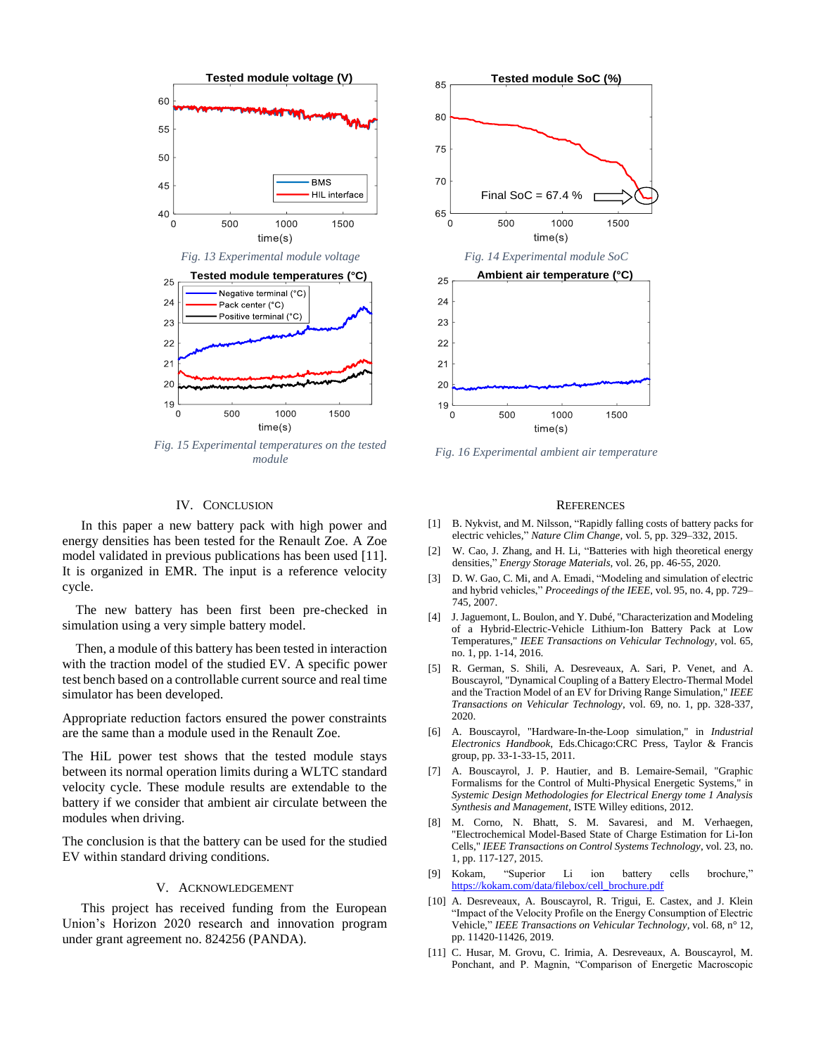Fig. 13 Experimental module voltage

Fig. 14 Experimental module SoC

Fig. 15 Experimental temperatures on the tested module

Fig. 16 Experimental ambient air temperature

## IV. Conclusion

In this paper a new battery pack with high power and energy densities has been tested for the Renault Zoe. A Zoe model validated in previous publications has been used [11]. It is organized in EMR. The input is a reference velocity cycle.

The new battery has been first been pre-checked in simulation using a very simple battery model.

Then, a module of this battery has been tested in interaction with the traction model of the studied EV. A specific power test bench based on a controllable current source and real time simulator has been developed.

Appropriate reduction factors ensured the power constraints are the same than a module used in the Renault Zoe.

The HiL power test shows that the tested module stays between its normal operation limits during a WLTC standard velocity cycle. These module results are extendable to the battery if we consider that ambient air circulate between the modules when driving.

The conclusion is that the battery can be used for the studied EV within standard driving conditions.

## V. Acknowledgement

This project has received funding from the European Union's Horizon 2020 research and innovation program under grant agreement no. 824256 (PANDA).

## References

[1] B. Nykvist, and M. Nilsson, "Rapidly falling costs of battery packs for electric vehicles," *Nature Clim Change*, vol. 5, pp. 329–332, 2015.

[2] W. Cao, J. Zhang, and H. Li, "Batteries with high theoretical energy densities," *Energy Storage Materials*, vol. 26, pp. 46-55, 2020.

[3] D. W. Gao, C. Mi, and A. Emadi, "Modeling and simulation of electric and hybrid vehicles," *Proceedings of the IEEE*, vol. 95, no. 4, pp. 729–745, 2007.

[4] J. Jaguemont, L. Boulon, and Y. Dubé, "Characterization and Modeling of a Hybrid-Electric-Vehicle Lithium-Ion Battery Pack at Low Temperatures," *IEEE Transactions on Vehicular Technology*, vol. 65, no. 1, pp. 1-14, 2016.

[5] R. German, S. Shili, A. Desreveaux, A. Sari, P. Venet, and A. Bouscayrol, "Dynamical Coupling of a Battery Electro-Thermal Model and the Traction Model of an EV for Driving Range Simulation," *IEEE Transactions on Vehicular Technology*, vol. 69, no. 1, pp. 328-337, 2020.

[6] A. Bouscayrol, "Hardware-In-the-Loop simulation," in *Industrial Electronics Handbook*, Eds.Chicago:CRC Press, Taylor & Francis group, pp. 33-1-33-15, 2011.

[7] A. Bouscayrol, J. P. Hautier, and B. Lemaire-Semail, "Graphic Formalisms for the Control of Multi-Physical Energetic Systems," in *Systemic Design Methodologies for Electrical Energy tome 1 Analysis Synthesis and Management*, ISTE Willey editions, 2012.

[8] M. Corno, N. Bhatt, S. M. Savaresi, and M. Verhaegen, "Electrochemical Model-Based State of Charge Estimation for Li-Ion Cells," *IEEE Transactions on Control Systems Technology*, vol. 23, no. 1, pp. 117-127, 2015.

[9] Kokam, "Superior Li ion battery cells brochure," https://kokam.com/data/filebox/cell_brochure.pdf

[10] A. Desreveaux, A. Bouscayrol, R. Trigui, E. Castex, and J. Klein "Impact of the Velocity Profile on the Energy Consumption of Electric Vehicle," *IEEE Transactions on Vehicular Technology*, vol. 68, n° 12, pp. 11420-11426, 2019.

[11] C. Husar, M. Grovu, C. Irimia, A. Desreveaux, A. Bouscayrol, M. Ponchant, and P. Magnin, "Comparison of Energetic Macroscopic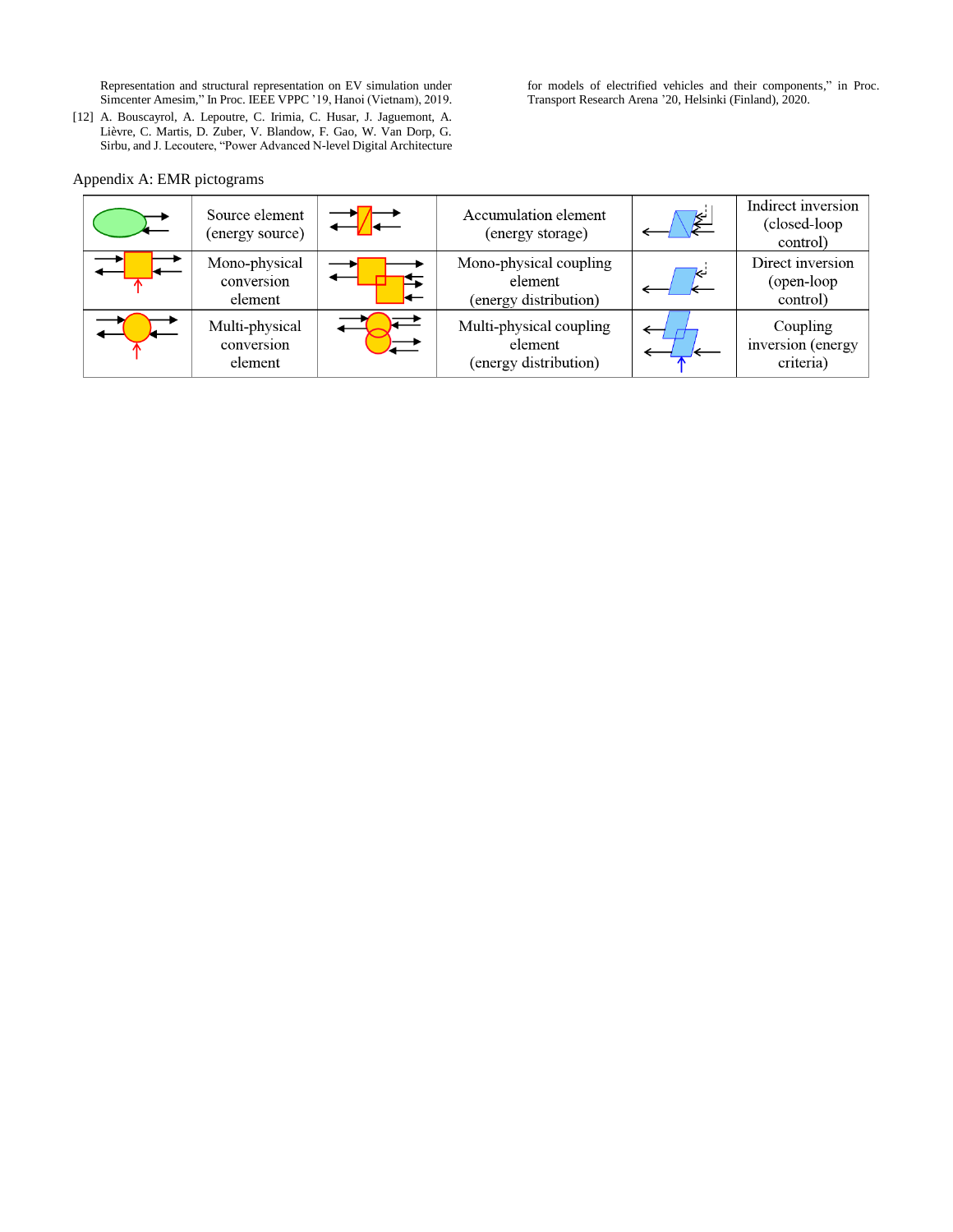Representation and structural representation on EV simulation under Simcenter Amesim," In Proc. IEEE VPPC '19, Hanoi (Vietnam), 2019.

[12] A. Bouscayrol, A. Lepoutre, C. Irimia, C. Husar, J. Jaguemont, A. Lièvre, C. Martis, D. Zuber, V. Blandow, F. Gao, W. Van Dorp, G. Sirbu, and J. Lecoutere, "Power Advanced N-level Digital Architecture for models of electrified vehicles and their components," in Proc. Transport Research Arena '20, Helsinki (Finland), 2020.

Appendix A: EMR pictograms

| | | | | | |
|---|---|---|---|---|---|
| | Source element (energy source) | | Accumulation element (energy storage) | | Indirect inversion (closed-loop control) |
| | Mono-physical conversion element | | Mono-physical coupling element (energy distribution) | | Direct inversion (open-loop control) |
| | Multi-physical conversion element | | Multi-physical coupling element (energy distribution) | | Coupling inversion (energy criteria) |